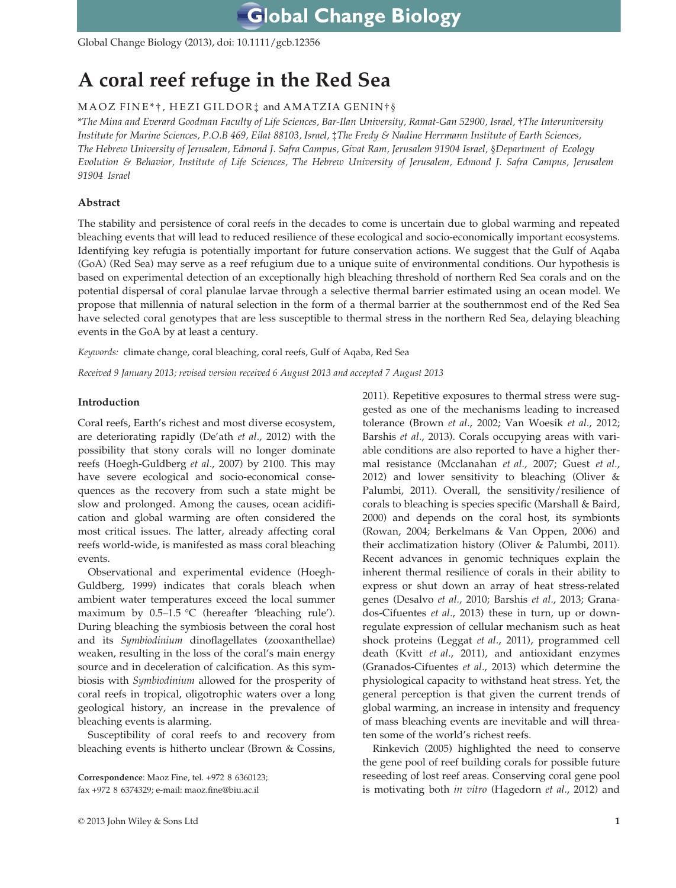# A coral reef refuge in the Red Sea

MAOZ FINE*†, HEZI GILDOR‡ and AMATZIA GENIN†§

*The Mina and Everard Goodman Faculty of Life Sciences, Bar-Ilan University, Ramat-Gan 52900, Israel, †The Interuniversity Institute for Marine Sciences, P.O.B 469, Eilat 88103, Israel, ‡The Fredy & Nadine Herrmann Institute of Earth Sciences, The Hebrew University of Jerusalem, Edmond J. Safra Campus, Givat Ram, Jerusalem 91904 Israel, §Department of Ecology Evolution & Behavior, Institute of Life Sciences, The Hebrew University of Jerusalem, Edmond J. Safra Campus, Jerusalem 91904 Israel*

## Abstract

The stability and persistence of coral reefs in the decades to come is uncertain due to global warming and repeated bleaching events that will lead to reduced resilience of these ecological and socio-economically important ecosystems. Identifying key refugia is potentially important for future conservation actions. We suggest that the Gulf of Aqaba (GoA) (Red Sea) may serve as a reef refugium due to a unique suite of environmental conditions. Our hypothesis is based on experimental detection of an exceptionally high bleaching threshold of northern Red Sea corals and on the potential dispersal of coral planulae larvae through a selective thermal barrier estimated using an ocean model. We propose that millennia of natural selection in the form of a thermal barrier at the southernmost end of the Red Sea have selected coral genotypes that are less susceptible to thermal stress in the northern Red Sea, delaying bleaching events in the GoA by at least a century.

*Keywords:* climate change, coral bleaching, coral reefs, Gulf of Aqaba, Red Sea

*Received 9 January 2013; revised version received 6 August 2013 and accepted 7 August 2013*

## Introduction

Coral reefs, Earth's richest and most diverse ecosystem, are deteriorating rapidly (De'ath *et al*., 2012) with the possibility that stony corals will no longer dominate reefs (Hoegh-Guldberg *et al*., 2007) by 2100. This may have severe ecological and socio-economical consequences as the recovery from such a state might be slow and prolonged. Among the causes, ocean acidification and global warming are often considered the most critical issues. The latter, already affecting coral reefs world-wide, is manifested as mass coral bleaching events.

Observational and experimental evidence (Hoegh-Guldberg, 1999) indicates that corals bleach when ambient water temperatures exceed the local summer maximum by 0.5–1.5 °C (hereafter 'bleaching rule'). During bleaching the symbiosis between the coral host and its *Symbiodinium* dinoflagellates (zooxanthellae) weaken, resulting in the loss of the coral's main energy source and in deceleration of calcification. As this symbiosis with *Symbiodinium* allowed for the prosperity of coral reefs in tropical, oligotrophic waters over a long geological history, an increase in the prevalence of bleaching events is alarming.

Susceptibility of coral reefs to and recovery from bleaching events is hitherto unclear (Brown & Cossins, 2011). Repetitive exposures to thermal stress were suggested as one of the mechanisms leading to increased tolerance (Brown *et al*., 2002; Van Woesik *et al*., 2012; Barshis *et al*., 2013). Corals occupying areas with variable conditions are also reported to have a higher thermal resistance (Mcclanahan *et al*., 2007; Guest *et al*., 2012) and lower sensitivity to bleaching (Oliver & Palumbi, 2011). Overall, the sensitivity/resilience of corals to bleaching is species specific (Marshall & Baird, 2000) and depends on the coral host, its symbionts (Rowan, 2004; Berkelmans & Van Oppen, 2006) and their acclimatization history (Oliver & Palumbi, 2011). Recent advances in genomic techniques explain the inherent thermal resilience of corals in their ability to express or shut down an array of heat stress-related genes (Desalvo *et al*., 2010; Barshis *et al*., 2013; Granados-Cifuentes *et al*., 2013) these in turn, up or down-regulate expression of cellular mechanism such as heat shock proteins (Leggat *et al*., 2011), programmed cell death (Kvitt *et al*., 2011), and antioxidant enzymes (Granados-Cifuentes *et al*., 2013) which determine the physiological capacity to withstand heat stress. Yet, the general perception is that given the current trends of global warming, an increase in intensity and frequency of mass bleaching events are inevitable and will threaten some of the world's richest reefs.

Rinkevich (2005) highlighted the need to conserve the gene pool of reef building corals for possible future reseeding of lost reef areas. Conserving coral gene pool is motivating both *in vitro* (Hagedorn *et al*., 2012) and

**Correspondence**: Maoz Fine, tel. +972 8 6360123; fax +972 8 6374329; e-mail: maoz.fine@biu.ac.il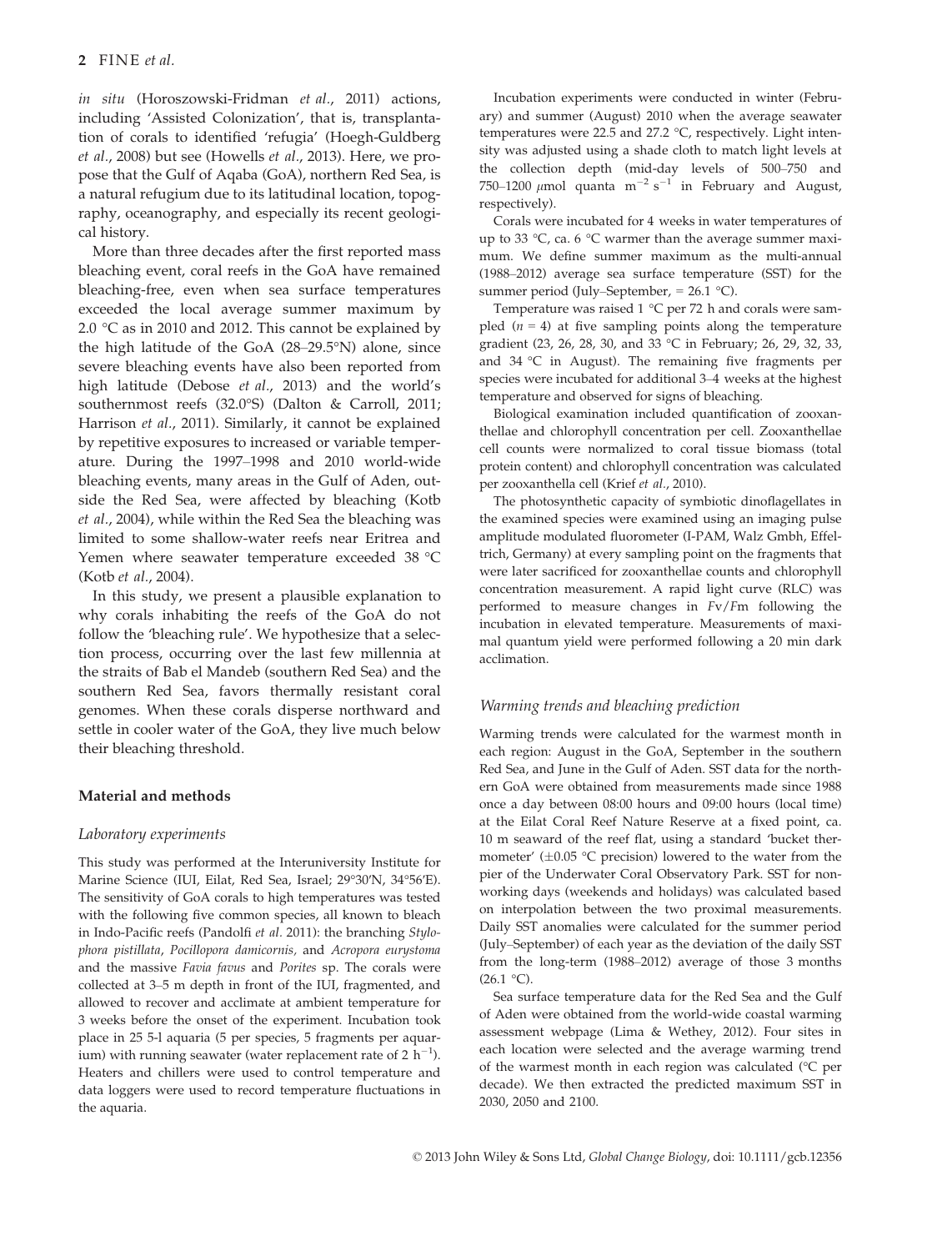*in situ* (Horoszowski-Fridman *et al*., 2011) actions, including 'Assisted Colonization', that is, transplantation of corals to identified 'refugia' (Hoegh-Guldberg *et al*., 2008) but see (Howells *et al*., 2013). Here, we propose that the Gulf of Aqaba (GoA), northern Red Sea, is a natural refugium due to its latitudinal location, topography, oceanography, and especially its recent geological history.

More than three decades after the first reported mass bleaching event, coral reefs in the GoA have remained bleaching-free, even when sea surface temperatures exceeded the local average summer maximum by 2.0 °C as in 2010 and 2012. This cannot be explained by the high latitude of the GoA (28–29.5°N) alone, since severe bleaching events have also been reported from high latitude (Debose *et al*., 2013) and the world's southernmost reefs (32.0°S) (Dalton & Carroll, 2011; Harrison *et al*., 2011). Similarly, it cannot be explained by repetitive exposures to increased or variable temperature. During the 1997–1998 and 2010 world-wide bleaching events, many areas in the Gulf of Aden, outside the Red Sea, were affected by bleaching (Kotb *et al*., 2004), while within the Red Sea the bleaching was limited to some shallow-water reefs near Eritrea and Yemen where seawater temperature exceeded 38 °C (Kotb *et al*., 2004).

In this study, we present a plausible explanation to why corals inhabiting the reefs of the GoA do not follow the 'bleaching rule'. We hypothesize that a selection process, occurring over the last few millennia at the straits of Bab el Mandeb (southern Red Sea) and the southern Red Sea, favors thermally resistant coral genomes. When these corals disperse northward and settle in cooler water of the GoA, they live much below their bleaching threshold.

## Material and methods

### Laboratory experiments

This study was performed at the Interuniversity Institute for Marine Science (IUI, Eilat, Red Sea, Israel; 29°30′N, 34°56′E). The sensitivity of GoA corals to high temperatures was tested with the following five common species, all known to bleach in Indo-Pacific reefs (Pandolfi *et al*. 2011): the branching *Stylophora pistillata*, *Pocillopora damicornis*, and *Acropora eurystoma* and the massive *Favia favus* and *Porites* sp. The corals were collected at 3–5 m depth in front of the IUI, fragmented, and allowed to recover and acclimate at ambient temperature for 3 weeks before the onset of the experiment. Incubation took place in 25 5-l aquaria (5 per species, 5 fragments per aquarium) with running seawater (water replacement rate of 2 $h^{-1}$). Heaters and chillers were used to control temperature and data loggers were used to record temperature fluctuations in the aquaria.

Incubation experiments were conducted in winter (February) and summer (August) 2010 when the average seawater temperatures were 22.5 and 27.2 °C, respectively. Light intensity was adjusted using a shade cloth to match light levels at the collection depth (mid-day levels of 500–750 and 750–1200 $\mu$mol quanta $m^{-2}$ $s^{-1}$ in February and August, respectively).

Corals were incubated for 4 weeks in water temperatures of up to 33 °C, ca. 6 °C warmer than the average summer maximum. We define summer maximum as the multi-annual (1988–2012) average sea surface temperature (SST) for the summer period (July–September, = 26.1 °C).

Temperature was raised 1 °C per 72 h and corals were sampled ($n$ = 4) at five sampling points along the temperature gradient (23, 26, 28, 30, and 33 °C in February; 26, 29, 32, 33, and 34 °C in August). The remaining five fragments per species were incubated for additional 3–4 weeks at the highest temperature and observed for signs of bleaching.

Biological examination included quantification of zooxanthellae and chlorophyll concentration per cell. Zooxanthellae cell counts were normalized to coral tissue biomass (total protein content) and chlorophyll concentration was calculated per zooxanthella cell (Krief *et al*., 2010).

The photosynthetic capacity of symbiotic dinoflagellates in the examined species were examined using an imaging pulse amplitude modulated fluorometer (I-PAM, Walz Gmbh, Effeltrich, Germany) at every sampling point on the fragments that were later sacrificed for zooxanthellae counts and chlorophyll concentration measurement. A rapid light curve (RLC) was performed to measure changes in $F_v/F_m$ following the incubation in elevated temperature. Measurements of maximal quantum yield were performed following a 20 min dark acclimation.

### Warming trends and bleaching prediction

Warming trends were calculated for the warmest month in each region: August in the GoA, September in the southern Red Sea, and June in the Gulf of Aden. SST data for the northern GoA were obtained from measurements made since 1988 once a day between 08:00 hours and 09:00 hours (local time) at the Eilat Coral Reef Nature Reserve at a fixed point, ca. 10 m seaward of the reef flat, using a standard 'bucket thermometer' (±0.05 °C precision) lowered to the water from the pier of the Underwater Coral Observatory Park. SST for non-working days (weekends and holidays) was calculated based on interpolation between the two proximal measurements. Daily SST anomalies were calculated for the summer period (July–September) of each year as the deviation of the daily SST from the long-term (1988–2012) average of those 3 months (26.1 °C).

Sea surface temperature data for the Red Sea and the Gulf of Aden were obtained from the world-wide coastal warming assessment webpage (Lima & Wethey, 2012). Four sites in each location were selected and the average warming trend of the warmest month in each region was calculated (°C per decade). We then extracted the predicted maximum SST in 2030, 2050 and 2100.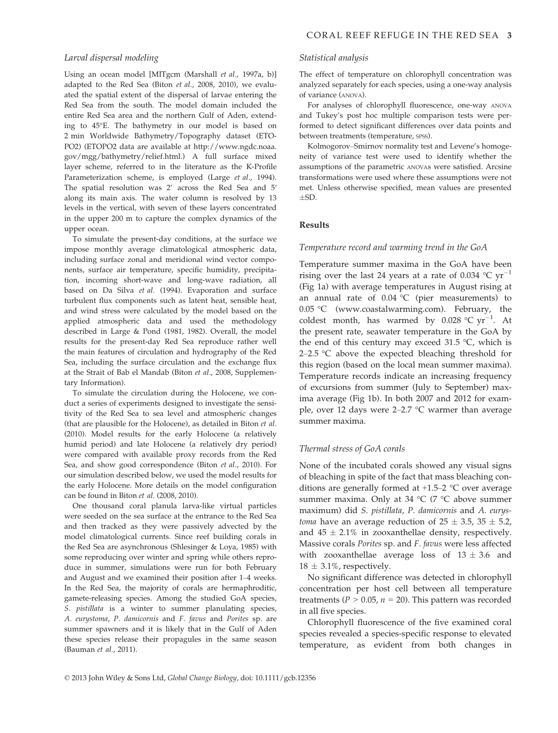### Larval dispersal modeling

Using an ocean model [MITgcm (Marshall *et al*., 1997a, b)] adapted to the Red Sea (Biton *et al*., 2008, 2010), we evaluated the spatial extent of the dispersal of larvae entering the Red Sea from the south. The model domain included the entire Red Sea area and the northern Gulf of Aden, extending to 45°E. The bathymetry in our model is based on 2 min Worldwide Bathymetry/Topography dataset (ETOPO2) (ETOPO2 data are available at http://www.ngdc.noaa.gov/mgg/bathymetry/relief.html.) A full surface mixed layer scheme, referred to in the literature as the K-Profile Parameterization scheme, is employed (Large *et al*., 1994). The spatial resolution was 2′ across the Red Sea and 5′ along its main axis. The water column is resolved by 13 levels in the vertical, with seven of these layers concentrated in the upper 200 m to capture the complex dynamics of the upper ocean.

To simulate the present-day conditions, at the surface we impose monthly average climatological atmospheric data, including surface zonal and meridional wind vector components, surface air temperature, specific humidity, precipitation, incoming short-wave and long-wave radiation, all based on Da Silva *et al*. (1994). Evaporation and surface turbulent flux components such as latent heat, sensible heat, and wind stress were calculated by the model based on the applied atmospheric data and used the methodology described in Large & Pond (1981, 1982). Overall, the model results for the present-day Red Sea reproduce rather well the main features of circulation and hydrography of the Red Sea, including the surface circulation and the exchange flux at the Strait of Bab el Mandab (Biton *et al*., 2008, Supplementary Information).

To simulate the circulation during the Holocene, we conduct a series of experiments designed to investigate the sensitivity of the Red Sea to sea level and atmospheric changes (that are plausible for the Holocene), as detailed in Biton *et al*. (2010). Model results for the early Holocene (a relatively humid period) and late Holocene (a relatively dry period) were compared with available proxy records from the Red Sea, and show good correspondence (Biton *et al*., 2010). For our simulation described below, we used the model results for the early Holocene. More details on the model configuration can be found in Biton *et al*. (2008, 2010).

One thousand coral planula larva-like virtual particles were seeded on the sea surface at the entrance to the Red Sea and then tracked as they were passively advected by the model climatological currents. Since reef building corals in the Red Sea are asynchronous (Shlesinger & Loya, 1985) with some reproducing over winter and spring while others reproduce in summer, simulations were run for both February and August and we examined their position after 1–4 weeks. In the Red Sea, the majority of corals are hermaphroditic, gamete-releasing species. Among the studied GoA species, *S. pistillata* is a winter to summer planulating species, *A. eurystoma*, *P. damicornis* and *F. favus* and *Porites* sp. are summer spawners and it is likely that in the Gulf of Aden these species release their propagules in the same season (Bauman *et al*., 2011).

### Statistical analysis

The effect of temperature on chlorophyll concentration was analyzed separately for each species, using a one-way analysis of variance (ANOVA).

For analyses of chlorophyll fluorescence, one-way ANOVA and Tukey's post hoc multiple comparison tests were performed to detect significant differences over data points and between treatments (temperature, SPSS).

Kolmogorov–Smirnov normality test and Levene's homogeneity of variance test were used to identify whether the assumptions of the parametric ANOVAS were satisfied. Arcsine transformations were used where these assumptions were not met. Unless otherwise specified, mean values are presented ±SD.

## Results

### Temperature record and warming trend in the GoA

Temperature summer maxima in the GoA have been rising over the last 24 years at a rate of 0.034 °C $yr^{-1}$ (Fig 1a) with average temperatures in August rising at an annual rate of 0.04 °C (pier measurements) to 0.05 °C (www.coastalwarming.com). February, the coldest month, has warmed by 0.028 °C $yr^{-1}$. At the present rate, seawater temperature in the GoA by the end of this century may exceed 31.5 °C, which is 2–2.5 °C above the expected bleaching threshold for this region (based on the local mean summer maxima). Temperature records indicate an increasing frequency of excursions from summer (July to September) maxima average (Fig 1b). In both 2007 and 2012 for example, over 12 days were 2–2.7 °C warmer than average summer maxima.

### Thermal stress of GoA corals

None of the incubated corals showed any visual signs of bleaching in spite of the fact that mass bleaching conditions are generally formed at +1.5–2 °C over average summer maxima. Only at 34 °C (7 °C above summer maximum) did *S. pistillata*, *P. damicornis* and *A. eurystoma* have an average reduction of 25 ± 3.5, 35 ± 5.2, and 45 ± 2.1% in zooxanthellae density, respectively. Massive corals *Porites* sp. and *F. favus* were less affected with zooxanthellae average loss of 13 ± 3.6 and 18 ± 3.1%, respectively.

No significant difference was detected in chlorophyll concentration per host cell between all temperature treatments ($P > 0.05$, $n = 20$). This pattern was recorded in all five species.

Chlorophyll fluorescence of the five examined coral species revealed a species-specific response to elevated temperature, as evident from both changes in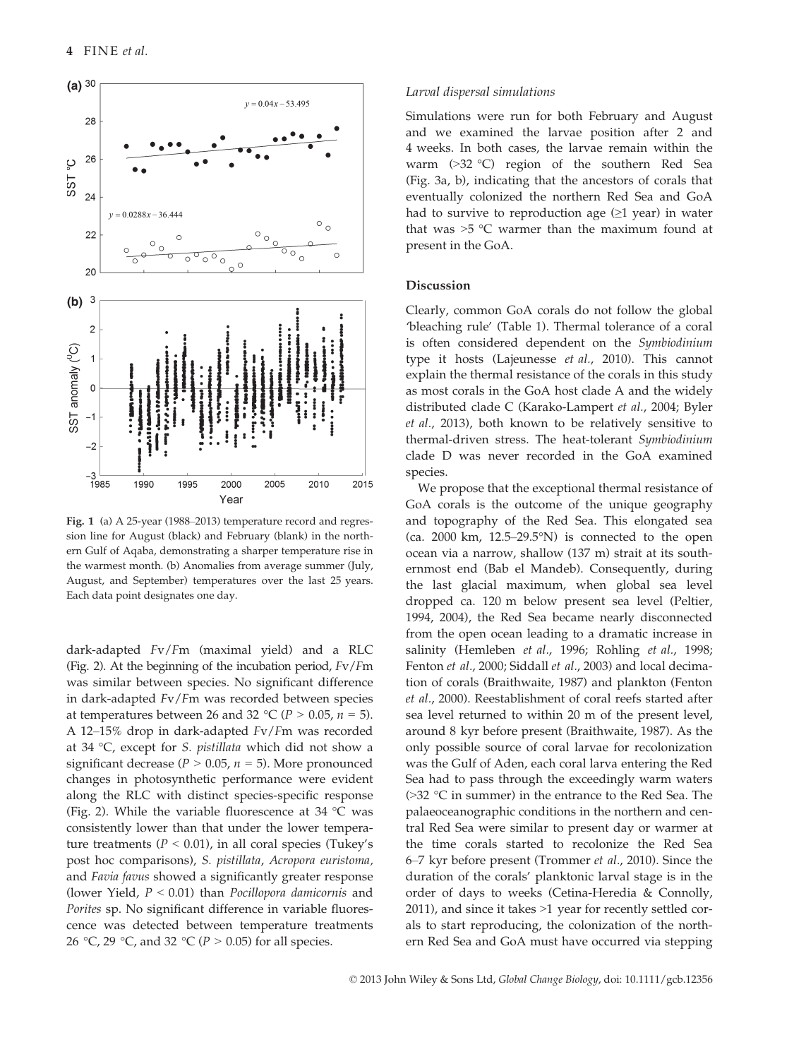**Fig. 1** (a) A 25-year (1988–2013) temperature record and regression line for August (black) and February (blank) in the northern Gulf of Aqaba, demonstrating a sharper temperature rise in the warmest month. (b) Anomalies from average summer (July, August, and September) temperatures over the last 25 years. Each data point designates one day.

dark-adapted $Fv/Fm$ (maximal yield) and a RLC (Fig. 2). At the beginning of the incubation period, $Fv/Fm$ was similar between species. No significant difference in dark-adapted $Fv/Fm$ was recorded between species at temperatures between 26 and 32 °C ($P > 0.05$, $n = 5$). A 12–15% drop in dark-adapted $Fv/Fm$ was recorded at 34 °C, except for *S. pistillata* which did not show a significant decrease ($P > 0.05$, $n = 5$). More pronounced changes in photosynthetic performance were evident along the RLC with distinct species-specific response (Fig. 2). While the variable fluorescence at 34 °C was consistently lower than that under the lower temperature treatments ($P < 0.01$), in all coral species (Tukey's post hoc comparisons), *S. pistillata*, *Acropora euristoma*, and *Favia favus* showed a significantly greater response (lower Yield, $P < 0.01$) than *Pocillopora damicornis* and *Porites* sp. No significant difference in variable fluorescence was detected between temperature treatments 26 °C, 29 °C, and 32 °C ($P > 0.05$) for all species.

### *Larval dispersal simulations*

Simulations were run for both February and August and we examined the larvae position after 2 and 4 weeks. In both cases, the larvae remain within the warm (>32 °C) region of the southern Red Sea (Fig. 3a, b), indicating that the ancestors of corals that eventually colonized the northern Red Sea and GoA had to survive to reproduction age (≥1 year) in water that was >5 °C warmer than the maximum found at present in the GoA.

## Discussion

Clearly, common GoA corals do not follow the global 'bleaching rule' (Table 1). Thermal tolerance of a coral is often considered dependent on the *Symbiodinium* type it hosts (Lajeunesse *et al.*, 2010). This cannot explain the thermal resistance of the corals in this study as most corals in the GoA host clade A and the widely distributed clade C (Karako-Lampert *et al.*, 2004; Byler *et al.*, 2013), both known to be relatively sensitive to thermal-driven stress. The heat-tolerant *Symbiodinium* clade D was never recorded in the GoA examined species.

We propose that the exceptional thermal resistance of GoA corals is the outcome of the unique geography and topography of the Red Sea. This elongated sea (ca. 2000 km, 12.5–29.5°N) is connected to the open ocean via a narrow, shallow (137 m) strait at its southernmost end (Bab el Mandeb). Consequently, during the last glacial maximum, when global sea level dropped ca. 120 m below present sea level (Peltier, 1994, 2004), the Red Sea became nearly disconnected from the open ocean leading to a dramatic increase in salinity (Hemleben *et al.*, 1996; Rohling *et al.*, 1998; Fenton *et al.*, 2000; Siddall *et al.*, 2003) and local decimation of corals (Braithwaite, 1987) and plankton (Fenton *et al.*, 2000). Reestablishment of coral reefs started after sea level returned to within 20 m of the present level, around 8 kyr before present (Braithwaite, 1987). As the only possible source of coral larvae for recolonization was the Gulf of Aden, each coral larva entering the Red Sea had to pass through the exceedingly warm waters (>32 °C in summer) in the entrance to the Red Sea. The palaeoceanographic conditions in the northern and central Red Sea were similar to present day or warmer at the time corals started to recolonize the Red Sea 6–7 kyr before present (Trommer *et al.*, 2010). Since the duration of the corals' planktonic larval stage is in the order of days to weeks (Cetina-Heredia & Connolly, 2011), and since it takes >1 year for recently settled corals to start reproducing, the colonization of the northern Red Sea and GoA must have occurred via stepping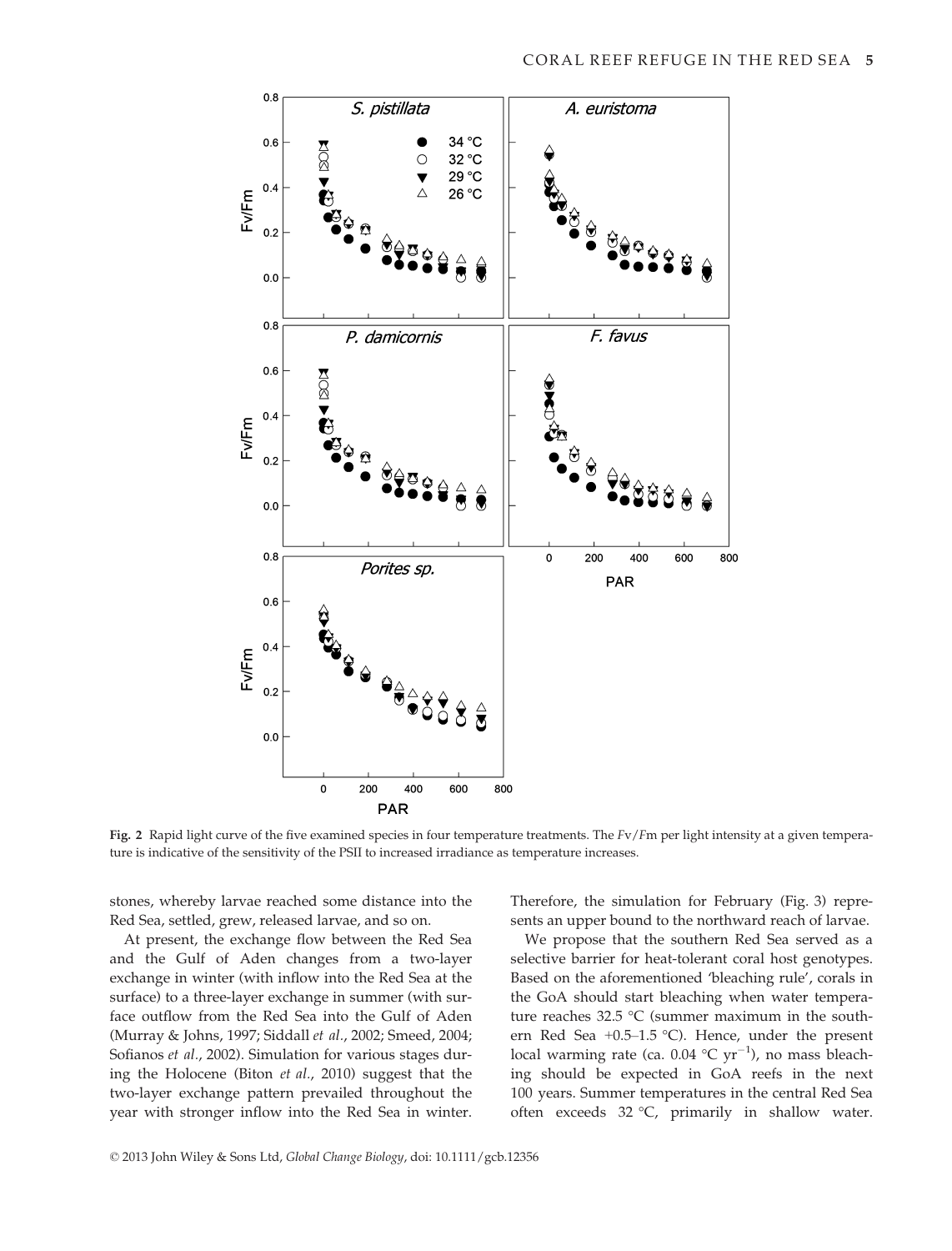**Fig. 2** Rapid light curve of the five examined species in four temperature treatments. The $Fv/Fm$ per light intensity at a given temperature is indicative of the sensitivity of the PSII to increased irradiance as temperature increases.

stones, whereby larvae reached some distance into the Red Sea, settled, grew, released larvae, and so on.

At present, the exchange flow between the Red Sea and the Gulf of Aden changes from a two-layer exchange in winter (with inflow into the Red Sea at the surface) to a three-layer exchange in summer (with surface outflow from the Red Sea into the Gulf of Aden (Murray & Johns, 1997; Siddall *et al.*, 2002; Smeed, 2004; Sofianos *et al.*, 2002). Simulation for various stages during the Holocene (Biton *et al.*, 2010) suggest that the two-layer exchange pattern prevailed throughout the year with stronger inflow into the Red Sea in winter. Therefore, the simulation for February (Fig. 3) represents an upper bound to the northward reach of larvae.

We propose that the southern Red Sea served as a selective barrier for heat-tolerant coral host genotypes. Based on the aforementioned 'bleaching rule', corals in the GoA should start bleaching when water temperature reaches 32.5 °C (summer maximum in the southern Red Sea +0.5–1.5 °C). Hence, under the present local warming rate (ca. 0.04 °C $yr^{-1}$), no mass bleaching should be expected in GoA reefs in the next 100 years. Summer temperatures in the central Red Sea often exceeds 32 °C, primarily in shallow water.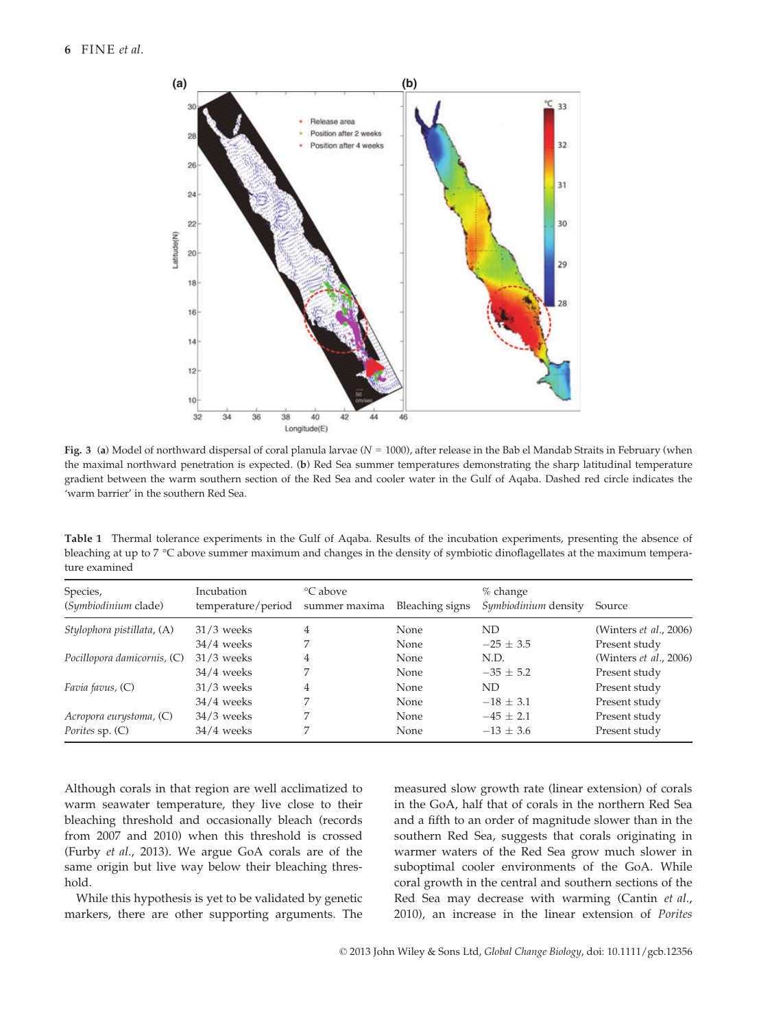Fig. 3 (a) Model of northward dispersal of coral planula larvae ($N$ = 1000), after release in the Bab el Mandab Straits in February (when the maximal northward penetration is expected. (b) Red Sea summer temperatures demonstrating the sharp latitudinal temperature gradient between the warm southern section of the Red Sea and cooler water in the Gulf of Aqaba. Dashed red circle indicates the 'warm barrier' in the southern Red Sea.

**Table 1** Thermal tolerance experiments in the Gulf of Aqaba. Results of the incubation experiments, presenting the absence of bleaching at up to 7 °C above summer maximum and changes in the density of symbiotic dinoflagellates at the maximum temperature examined

| Species, (*Symbiodinium* clade) | Incubation temperature/period | °C above summer maxima | Bleaching signs | % change *Symbiodinium* density | Source |
|---|---|---|---|---|---|
| *Stylophora pistillata*, (A) | 31/3 weeks | 4 | None | ND | (Winters *et al.*, 2006) |
| | 34/4 weeks | 7 | None | −25 ± 3.5 | Present study |
| *Pocillopora damicornis*, (C) | 31/3 weeks | 4 | None | N.D. | (Winters *et al.*, 2006) |
| | 34/4 weeks | 7 | None | −35 ± 5.2 | Present study |
| *Favia favus*, (C) | 31/3 weeks | 4 | None | ND | Present study |
| | 34/4 weeks | 7 | None | −18 ± 3.1 | Present study |
| *Acropora eurystoma*, (C) | 34/3 weeks | 7 | None | −45 ± 2.1 | Present study |
| *Porites* sp. (C) | 34/4 weeks | 7 | None | −13 ± 3.6 | Present study |

Although corals in that region are well acclimatized to warm seawater temperature, they live close to their bleaching threshold and occasionally bleach (records from 2007 and 2010) when this threshold is crossed (Furby *et al.*, 2013). We argue GoA corals are of the same origin but live way below their bleaching threshold.

While this hypothesis is yet to be validated by genetic markers, there are other supporting arguments. The measured slow growth rate (linear extension) of corals in the GoA, half that of corals in the northern Red Sea and a fifth to an order of magnitude slower than in the southern Red Sea, suggests that corals originating in warmer waters of the Red Sea grow much slower in suboptimal cooler environments of the GoA. While coral growth in the central and southern sections of the Red Sea may decrease with warming (Cantin *et al.*, 2010), an increase in the linear extension of *Porites*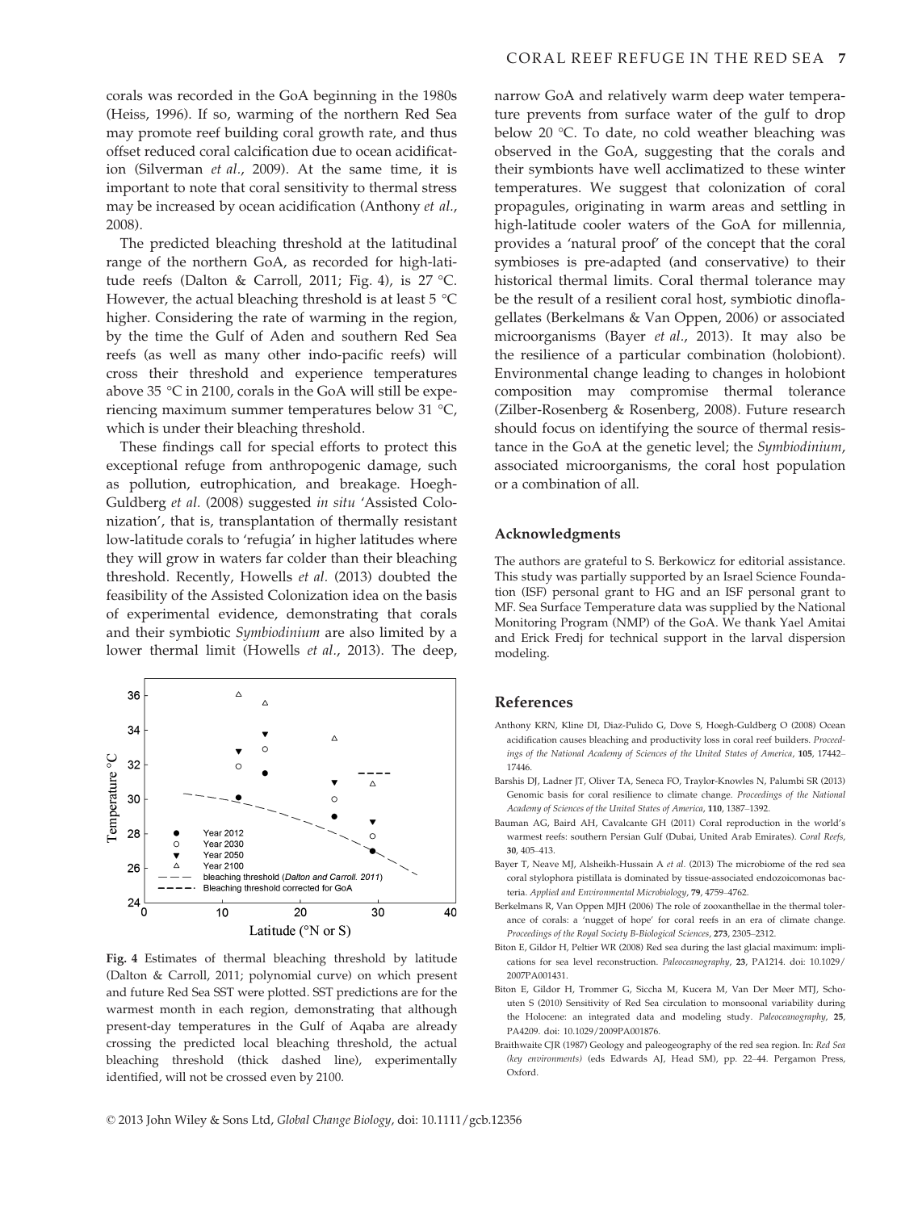corals was recorded in the GoA beginning in the 1980s (Heiss, 1996). If so, warming of the northern Red Sea may promote reef building coral growth rate, and thus offset reduced coral calcification due to ocean acidification (Silverman *et al*., 2009). At the same time, it is important to note that coral sensitivity to thermal stress may be increased by ocean acidification (Anthony *et al*., 2008).

The predicted bleaching threshold at the latitudinal range of the northern GoA, as recorded for high-latitude reefs (Dalton & Carroll, 2011; Fig. 4), is 27 °C. However, the actual bleaching threshold is at least 5 °C higher. Considering the rate of warming in the region, by the time the Gulf of Aden and southern Red Sea reefs (as well as many other indo-pacific reefs) will cross their threshold and experience temperatures above 35 °C in 2100, corals in the GoA will still be experiencing maximum summer temperatures below 31 °C, which is under their bleaching threshold.

These findings call for special efforts to protect this exceptional refuge from anthropogenic damage, such as pollution, eutrophication, and breakage. Hoegh-Guldberg *et al.* (2008) suggested *in situ* 'Assisted Colonization', that is, transplantation of thermally resistant low-latitude corals to 'refugia' in higher latitudes where they will grow in waters far colder than their bleaching threshold. Recently, Howells *et al.* (2013) doubted the feasibility of the Assisted Colonization idea on the basis of experimental evidence, demonstrating that corals and their symbiotic *Symbiodinium* are also limited by a lower thermal limit (Howells *et al*., 2013). The deep, narrow GoA and relatively warm deep water temperature prevents from surface water of the gulf to drop below 20 °C. To date, no cold weather bleaching was observed in the GoA, suggesting that the corals and their symbionts have well acclimatized to these winter temperatures. We suggest that colonization of coral propagules, originating in warm areas and settling in high-latitude cooler waters of the GoA for millennia, provides a 'natural proof' of the concept that the coral symbioses is pre-adapted (and conservative) to their historical thermal limits. Coral thermal tolerance may be the result of a resilient coral host, symbiotic dinoflagellates (Berkelmans & Van Oppen, 2006) or associated microorganisms (Bayer *et al*., 2013). It may also be the resilience of a particular combination (holobiont). Environmental change leading to changes in holobiont composition may compromise thermal tolerance (Zilber-Rosenberg & Rosenberg, 2008). Future research should focus on identifying the source of thermal resistance in the GoA at the genetic level; the *Symbiodinium*, associated microorganisms, the coral host population or a combination of all.

**Fig. 4** Estimates of thermal bleaching threshold by latitude (Dalton & Carroll, 2011; polynomial curve) on which present and future Red Sea SST were plotted. SST predictions are for the warmest month in each region, demonstrating that although present-day temperatures in the Gulf of Aqaba are already crossing the predicted local bleaching threshold, the actual bleaching threshold (thick dashed line), experimentally identified, will not be crossed even by 2100.

## Acknowledgments

The authors are grateful to S. Berkowicz for editorial assistance. This study was partially supported by an Israel Science Foundation (ISF) personal grant to HG and an ISF personal grant to MF. Sea Surface Temperature data was supplied by the National Monitoring Program (NMP) of the GoA. We thank Yael Amitai and Erick Fredj for technical support in the larval dispersion modeling.

## References

Anthony KRN, Kline DI, Diaz-Pulido G, Dove S, Hoegh-Guldberg O (2008) Ocean acidification causes bleaching and productivity loss in coral reef builders. *Proceedings of the National Academy of Sciences of the United States of America*, **105**, 17442–17446.

Barshis DJ, Ladner JT, Oliver TA, Seneca FO, Traylor-Knowles N, Palumbi SR (2013) Genomic basis for coral resilience to climate change. *Proceedings of the National Academy of Sciences of the United States of America*, **110**, 1387–1392.

Bauman AG, Baird AH, Cavalcante GH (2011) Coral reproduction in the world's warmest reefs: southern Persian Gulf (Dubai, United Arab Emirates). *Coral Reefs*, **30**, 405–413.

Bayer T, Neave MJ, Alsheikh-Hussain A *et al.* (2013) The microbiome of the red sea coral stylophora pistillata is dominated by tissue-associated endozoicomonas bacteria. *Applied and Environmental Microbiology*, **79**, 4759–4762.

Berkelmans R, Van Oppen MJH (2006) The role of zooxanthellae in the thermal tolerance of corals: a 'nugget of hope' for coral reefs in an era of climate change. *Proceedings of the Royal Society B-Biological Sciences*, **273**, 2305–2312.

Biton E, Gildor H, Peltier WR (2008) Red sea during the last glacial maximum: implications for sea level reconstruction. *Paleoceanography*, **23**, PA1214. doi: 10.1029/2007PA001431.

Biton E, Gildor H, Trommer G, Siccha M, Kucera M, Van Der Meer MTJ, Schouten S (2010) Sensitivity of Red Sea circulation to monsoonal variability during the Holocene: an integrated data and modeling study. *Paleoceanography*, **25**, PA4209. doi: 10.1029/2009PA001876.

Braithwaite CJR (1987) Geology and paleogeography of the red sea region. In: *Red Sea (key environments)* (eds Edwards AJ, Head SM), pp. 22–44. Pergamon Press, Oxford.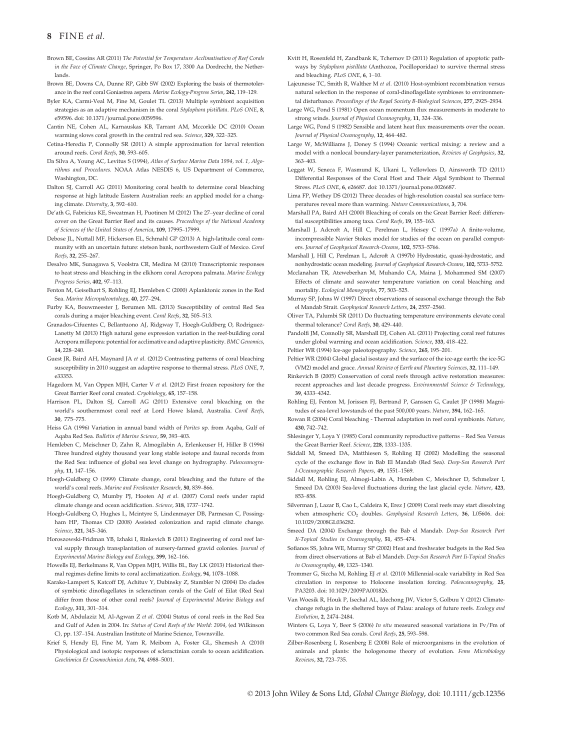Brown BE, Cossins AR (2011) *The Potential for Temperature Acclimatisation of Reef Corals in the Face of Climate Change*, Springer, Po Box 17, 3300 Aa Dordrecht, the Netherlands.

Brown BE, Downs CA, Dunne RP, Gibb SW (2002) Exploring the basis of thermotolerance in the reef coral Goniastrea aspera. *Marine Ecology-Progress Series*, **242**, 119–129.

Byler KA, Carmi-Veal M, Fine M, Goulet TL (2013) Multiple symbiont acquisition strategies as an adaptive mechanism in the coral *Stylophora pistillata*. *PLoS ONE*, **8**, e59596. doi: 10.1371/journal.pone.0059596.

Cantin NE, Cohen AL, Karnauskas KB, Tarrant AM, Mccorkle DC (2010) Ocean warming slows coral growth in the central red sea. *Science*, **329**, 322–325.

Cetina-Heredia P, Connolly SR (2011) A simple approximation for larval retention around reefs. *Coral Reefs*, **30**, 593–605.

Da Silva A, Young AC, Levitus S (1994), *Atlas of Surface Marine Data 1994, vol. 1, Algorithms and Procedures*. NOAA Atlas NESDIS 6, US Department of Commerce, Washington, DC.

Dalton SJ, Carroll AG (2011) Monitoring coral health to determine coral bleaching response at high latitude Eastern Australian reefs: an applied model for a changing climate. *Diversity*, **3**, 592–610.

De'ath G, Fabricius KE, Sweatman H, Puotinen M (2012) The 27–year decline of coral cover on the Great Barrier Reef and its causes. *Proceedings of the National Academy of Sciences of the United States of America*, **109**, 17995–17999.

Debose JL, Nuttall MF, Hickerson EL, Schmahl GP (2013) A high-latitude coral community with an uncertain future: stetson bank, northwestern Gulf of Mexico. *Coral Reefs*, **32**, 255–267.

Desalvo MK, Sunagawa S, Voolstra CR, Medina M (2010) Transcriptomic responses to heat stress and bleaching in the elkhorn coral Acropora palmata. *Marine Ecology Progress Series*, **402**, 97–113.

Fenton M, Geiselhart S, Rohling EJ, Hemleben C (2000) Aplanktonic zones in the Red Sea. *Marine Micropaleontology*, **40**, 277–294.

Furby KA, Bouwmeester J, Berumen ML (2013) Susceptibility of central Red Sea corals during a major bleaching event. *Coral Reefs*, **32**, 505–513.

Granados-Cifuentes C, Bellantuono AJ, Ridgway T, Hoegh-Guldberg O, Rodriguez-Lanetty M (2013) High natural gene expression variation in the reef-building coral Acropora millepora: potential for acclimative and adaptive plasticity. *BMC Genomics*, **14**, 228–240.

Guest JR, Baird AH, Maynard JA *et al.* (2012) Contrasting patterns of coral bleaching susceptibility in 2010 suggest an adaptive response to thermal stress. *PLoS ONE*, **7**, e33353.

Hagedorn M, Van Oppen MJH, Carter V *et al.* (2012) First frozen repository for the Great Barrier Reef coral created. *Cryobiology*, **65**, 157–158.

Harrison PL, Dalton SJ, Carroll AG (2011) Extensive coral bleaching on the world's southernmost coral reef at Lord Howe Island, Australia. *Coral Reefs*, **30**, 775–775.

Heiss GA (1996) Variation in annual band width of *Porites* sp. from Aqaba, Gulf of Aqaba Red Sea. *Bulletin of Marine Science*, **59**, 393–403.

Hemleben C, Meischner D, Zahn R, Almogilabin A, Erlenkeuser H, Hiller B (1996) Three hundred eighty thousand year long stable isotope and faunal records from the Red Sea: influence of global sea level change on hydrography. *Paleoceanography*, **11**, 147–156.

Hoegh-Guldberg O (1999) Climate change, coral bleaching and the future of the world's coral reefs. *Marine and Freshwater Research*, **50**, 839–866.

Hoegh-Guldberg O, Mumby PJ, Hooten AJ *et al.* (2007) Coral reefs under rapid climate change and ocean acidification. *Science*, **318**, 1737–1742.

Hoegh-Guldberg O, Hughes L, Mcintyre S, Lindenmayer DB, Parmesan C, Possingham HP, Thomas CD (2008) Assisted colonization and rapid climate change. *Science*, **321**, 345–346.

Horoszowski-Fridman YB, Izhaki I, Rinkevich B (2011) Engineering of coral reef larval supply through transplantation of nursery-farmed gravid colonies. *Journal of Experimental Marine Biology and Ecology*, **399**, 162–166.

Howells EJ, Berkelmans R, Van Oppen MJH, Willis BL, Bay LK (2013) Historical thermal regimes define limits to coral acclimatization. *Ecology*, **94**, 1078–1088.

Karako-Lampert S, Katcoff DJ, Achituv Y, Dubinsky Z, Stambler N (2004) Do clades of symbiotic dinoflagellates in scleractinan corals of the Gulf of Eilat (Red Sea) differ from those of other coral reefs? *Journal of Experimental Marine Biology and Ecology*, **311**, 301–314.

Kotb M, Abdulaziz M, Al-Agwan Z *et al.* (2004) Status of coral reefs in the Red Sea and Gulf of Aden in 2004. In: *Status of Coral Reefs of the World: 2004*, (ed Wilkinson C), pp. 137–154. Australian Institute of Marine Science, Townsville.

Krief S, Hendy EJ, Fine M, Yam R, Meibom A, Foster GL, Shemesh A (2010) Physiological and isotopic responses of scleractinian corals to ocean acidification. *Geochimica Et Cosmochimica Acta*, **74**, 4988–5001.

Kvitt H, Rosenfeld H, Zandbank K, Tchernov D (2011) Regulation of apoptotic pathways by *Stylophora pistillata* (Anthozoa, Pocilloporidae) to survive thermal stress and bleaching. *PLoS ONE*, **6**, 1–10.

Lajeunesse TC, Smith R, Walther M *et al.* (2010) Host-symbiont recombination versus natural selection in the response of coral-dinoflagellate symbioses to environmental disturbance. *Proceedings of the Royal Society B-Biological Sciences*, **277**, 2925–2934.

Large WG, Pond S (1981) Open ocean momentum flux measurements in moderate to strong winds. *Journal of Physical Oceanography*, **11**, 324–336.

Large WG, Pond S (1982) Sensible and latent heat flux measurements over the ocean. *Journal of Physical Oceanography*, **12**, 464–482.

Large W, McWilliams J, Doney S (1994) Oceanic vertical mixing: a review and a model with a nonlocal boundary-layer parameterization, *Reviews of Geophysics*, **32**, 363–403.

Leggat W, Seneca F, Wasmund K, Ukani L, Yellowlees D, Ainsworth TD (2011) Differential Responses of the Coral Host and Their Algal Symbiont to Thermal Stress. *PLoS ONE*, **6**, e26687. doi: 10.1371/journal.pone.0026687.

Lima FP, Wethey DS (2012) Three decades of high-resolution coastal sea surface temperatures reveal more than warming. *Nature Communications*, **3**, 704.

Marshall PA, Baird AH (2000) Bleaching of corals on the Great Barrier Reef: differential susceptibilities among taxa. *Coral Reefs*, **19**, 155–163.

Marshall J, Adcroft A, Hill C, Perelman L, Heisey C (1997a) A finite-volume, incompressible Navier Stokes model for studies of the ocean on parallel computers. *Journal of Geophysical Research-Oceans*, **102**, 5753–5766.

Marshall J, Hill C, Perelman L, Adcroft A (1997b) Hydrostatic, quasi-hydrostatic, and nonhydrostatic ocean modeling. *Journal of Geophysical Research-Oceans*, **102**, 5733–5752.

Mcclanahan TR, Ateweberhan M, Muhando CA, Maina J, Mohammed SM (2007) Effects of climate and seawater temperature variation on coral bleaching and mortality. *Ecological Monographs*, **77**, 503–525.

Murray SP, Johns W (1997) Direct observations of seasonal exchange through the Bab el Mandab Strait. *Geophysical Research Letters*, **24**, 2557–2560.

Oliver TA, Palumbi SR (2011) Do fluctuating temperature environments elevate coral thermal tolerance? *Coral Reefs*, **30**, 429–440.

Pandolfi JM, Connolly SR, Marshall DJ, Cohen AL (2011) Projecting coral reef futures under global warming and ocean acidification. *Science*, **333**, 418–422.

Peltier WR (1994) Ice-age paleotopography. *Science*, **265**, 195–201.

Peltier WR (2004) Global glacial isostasy and the surface of the ice-age earth: the ice-5G (VM2) model and grace. *Annual Review of Earth and Planetary Sciences*, **32**, 111–149.

Rinkevich B (2005) Conservation of coral reefs through active restoration measures: recent approaches and last decade progress. *Environmental Science & Technology*, **39**, 4333–4342.

Rohling EJ, Fenton M, Jorissen FJ, Bertrand P, Ganssen G, Caulet JP (1998) Magnitudes of sea-level lowstands of the past 500,000 years. *Nature*, **394**, 162–165.

Rowan R (2004) Coral bleaching - Thermal adaptation in reef coral symbionts. *Nature*, **430**, 742–742.

Shlesinger Y, Loya Y (1985) Coral community reproductive patterns – Red Sea Versus the Great Barrier Reef. *Science*, **228**, 1333–1335.

Siddall M, Smeed DA, Matthiesen S, Rohling EJ (2002) Modelling the seasonal cycle of the exchange flow in Bab El Mandab (Red Sea). *Deep-Sea Research Part I-Oceanographic Research Papers*, **49**, 1551–1569.

Siddall M, Rohling EJ, Almogi-Labin A, Hemleben C, Meischner D, Schmelzer I, Smeed DA (2003) Sea-level fluctuations during the last glacial cycle. *Nature*, **423**, 853–858.

Silverman J, Lazar B, Cao L, Caldeira K, Erez J (2009) Coral reefs may start dissolving when atmospheric $CO_2$ doubles. *Geophysical Research Letters*, **36**, L05606. doi: 10.1029/2008GL036282.

Smeed DA (2004) Exchange through the Bab el Mandab. *Deep-Sea Research Part Ii-Topical Studies in Oceanography*, **51**, 455–474.

Sofianos SS, Johns WE, Murray SP (2002) Heat and freshwater budgets in the Red Sea from direct observations at Bab el Mandeb. *Deep-Sea Research Part Ii-Topical Studies in Oceanography*, **49**, 1323–1340.

Trommer G, Siccha M, Rohling EJ *et al.* (2010) Millennial-scale variability in Red Sea circulation in response to Holocene insolation forcing. *Paleoceanography*, **25**, PA3203. doi: 10.1029/2009PA001826.

Van Woesik R, Houk P, Isechal AL, Idechong JW, Victor S, Golbuu Y (2012) Climate-change refugia in the sheltered bays of Palau: analogs of future reefs. *Ecology and Evolution*, **2**, 2474–2484.

Winters G, Loya Y, Beer S (2006) *In situ* measured seasonal variations in Fv/Fm of two common Red Sea corals. *Coral Reefs*, **25**, 593–598.

Zilber-Rosenberg I, Rosenberg E (2008) Role of microorganisms in the evolution of animals and plants: the hologenome theory of evolution. *Fems Microbiology Reviews*, **32**, 723–735.